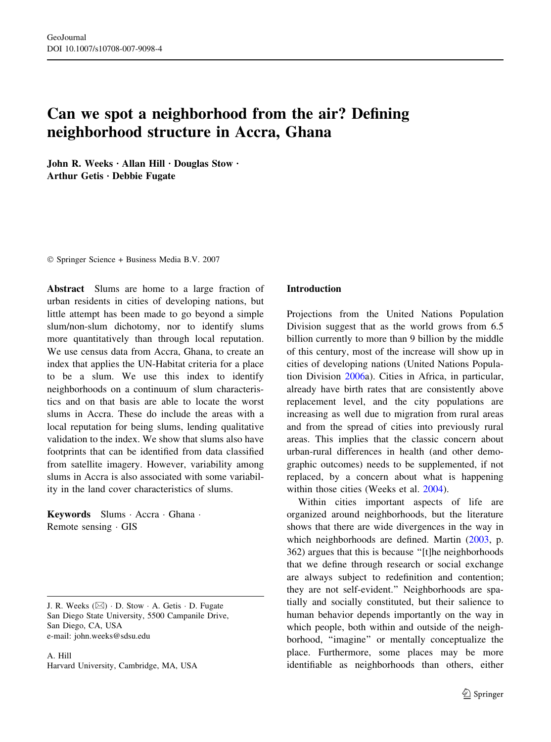# Can we spot a neighborhood from the air? Defining neighborhood structure in Accra, Ghana

**John R. Weeks · Allan Hill · Douglas Stow · Arthur Getis · Debbie Fugate**

© Springer Science + Business Media B.V. 2007

**Abstract** Slums are home to a large fraction of urban residents in cities of developing nations, but little attempt has been made to go beyond a simple slum/non-slum dichotomy, nor to identify slums more quantitatively than through local reputation. We use census data from Accra, Ghana, to create an index that applies the UN-Habitat criteria for a place to be a slum. We use this index to identify neighborhoods on a continuum of slum characteristics and on that basis are able to locate the worst slums in Accra. These do include the areas with a local reputation for being slums, lending qualitative validation to the index. We show that slums also have footprints that can be identified from data classified from satellite imagery. However, variability among slums in Accra is also associated with some variability in the land cover characteristics of slums.

**Keywords** Slums · Accra · Ghana · Remote sensing · GIS

J. R. Weeks (✉) · D. Stow · A. Getis · D. Fugate
San Diego State University, 5500 Campanile Drive, San Diego, CA, USA
e-mail: john.weeks@sdsu.edu

A. Hill
Harvard University, Cambridge, MA, USA

## Introduction

Projections from the United Nations Population Division suggest that as the world grows from 6.5 billion currently to more than 9 billion by the middle of this century, most of the increase will show up in cities of developing nations (United Nations Population Division 2006a). Cities in Africa, in particular, already have birth rates that are consistently above replacement level, and the city populations are increasing as well due to migration from rural areas and from the spread of cities into previously rural areas. This implies that the classic concern about urban-rural differences in health (and other demographic outcomes) needs to be supplemented, if not replaced, by a concern about what is happening within those cities (Weeks et al. 2004).

Within cities important aspects of life are organized around neighborhoods, but the literature shows that there are wide divergences in the way in which neighborhoods are defined. Martin (2003, p. 362) argues that this is because "[t]he neighborhoods that we define through research or social exchange are always subject to redefinition and contention; they are not self-evident." Neighborhoods are spatially and socially constituted, but their salience to human behavior depends importantly on the way in which people, both within and outside of the neighborhood, "imagine" or mentally conceptualize the place. Furthermore, some places may be more identifiable as neighborhoods than others, either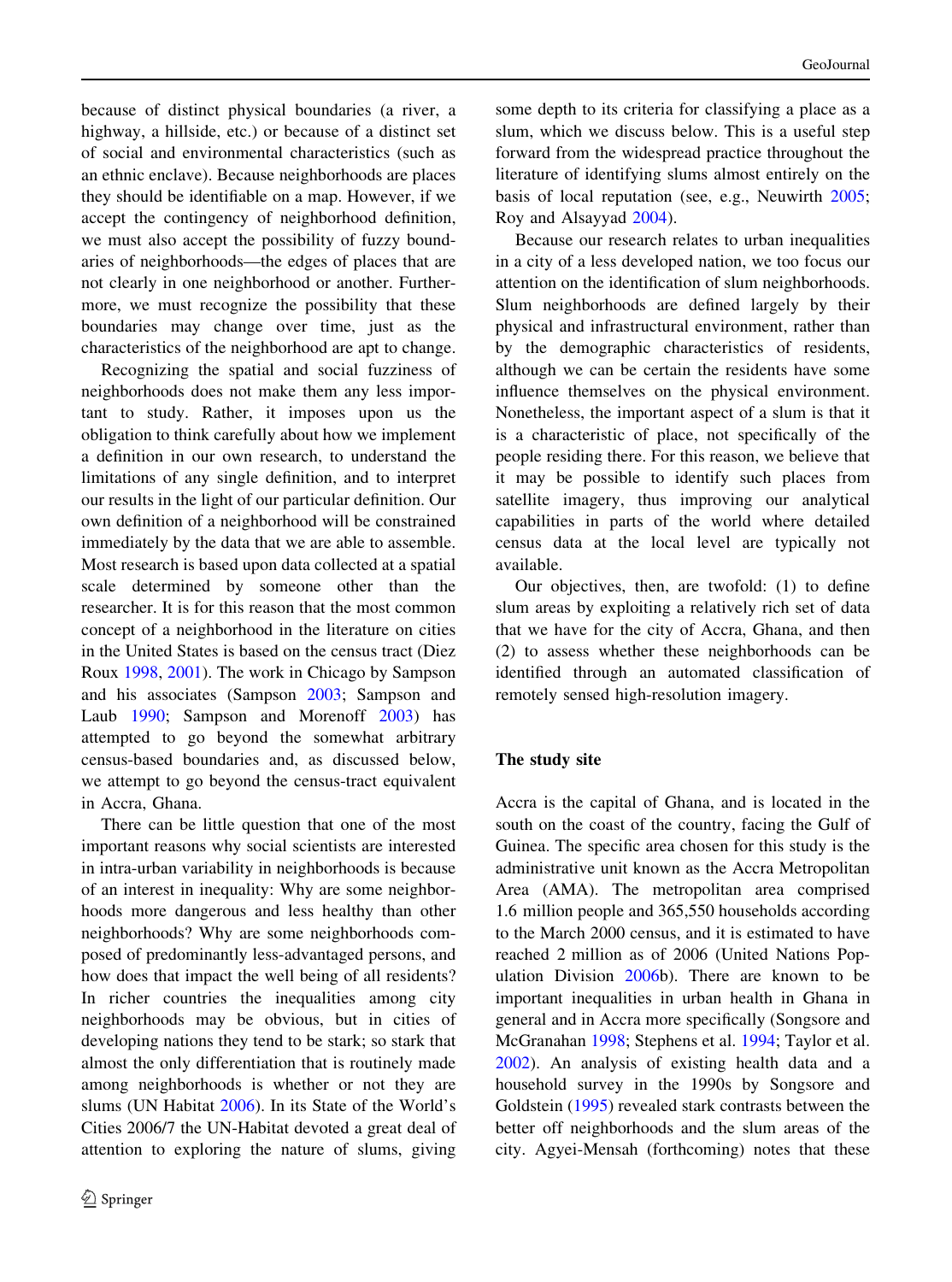because of distinct physical boundaries (a river, a highway, a hillside, etc.) or because of a distinct set of social and environmental characteristics (such as an ethnic enclave). Because neighborhoods are places they should be identifiable on a map. However, if we accept the contingency of neighborhood definition, we must also accept the possibility of fuzzy boundaries of neighborhoods—the edges of places that are not clearly in one neighborhood or another. Furthermore, we must recognize the possibility that these boundaries may change over time, just as the characteristics of the neighborhood are apt to change.

Recognizing the spatial and social fuzziness of neighborhoods does not make them any less important to study. Rather, it imposes upon us the obligation to think carefully about how we implement a definition in our own research, to understand the limitations of any single definition, and to interpret our results in the light of our particular definition. Our own definition of a neighborhood will be constrained immediately by the data that we are able to assemble. Most research is based upon data collected at a spatial scale determined by someone other than the researcher. It is for this reason that the most common concept of a neighborhood in the literature on cities in the United States is based on the census tract (Diez Roux 1998, 2001). The work in Chicago by Sampson and his associates (Sampson 2003; Sampson and Laub 1990; Sampson and Morenoff 2003) has attempted to go beyond the somewhat arbitrary census-based boundaries and, as discussed below, we attempt to go beyond the census-tract equivalent in Accra, Ghana.

There can be little question that one of the most important reasons why social scientists are interested in intra-urban variability in neighborhoods is because of an interest in inequality: Why are some neighborhoods more dangerous and less healthy than other neighborhoods? Why are some neighborhoods composed of predominantly less-advantaged persons, and how does that impact the well being of all residents? In richer countries the inequalities among city neighborhoods may be obvious, but in cities of developing nations they tend to be stark; so stark that almost the only differentiation that is routinely made among neighborhoods is whether or not they are slums (UN Habitat 2006). In its State of the World's Cities 2006/7 the UN-Habitat devoted a great deal of attention to exploring the nature of slums, giving some depth to its criteria for classifying a place as a slum, which we discuss below. This is a useful step forward from the widespread practice throughout the literature of identifying slums almost entirely on the basis of local reputation (see, e.g., Neuwirth 2005; Roy and Alsayyad 2004).

Because our research relates to urban inequalities in a city of a less developed nation, we too focus our attention on the identification of slum neighborhoods. Slum neighborhoods are defined largely by their physical and infrastructural environment, rather than by the demographic characteristics of residents, although we can be certain the residents have some influence themselves on the physical environment. Nonetheless, the important aspect of a slum is that it is a characteristic of place, not specifically of the people residing there. For this reason, we believe that it may be possible to identify such places from satellite imagery, thus improving our analytical capabilities in parts of the world where detailed census data at the local level are typically not available.

Our objectives, then, are twofold: (1) to define slum areas by exploiting a relatively rich set of data that we have for the city of Accra, Ghana, and then (2) to assess whether these neighborhoods can be identified through an automated classification of remotely sensed high-resolution imagery.

## The study site

Accra is the capital of Ghana, and is located in the south on the coast of the country, facing the Gulf of Guinea. The specific area chosen for this study is the administrative unit known as the Accra Metropolitan Area (AMA). The metropolitan area comprised 1.6 million people and 365,550 households according to the March 2000 census, and it is estimated to have reached 2 million as of 2006 (United Nations Population Division 2006b). There are known to be important inequalities in urban health in Ghana in general and in Accra more specifically (Songsore and McGranahan 1998; Stephens et al. 1994; Taylor et al. 2002). An analysis of existing health data and a household survey in the 1990s by Songsore and Goldstein (1995) revealed stark contrasts between the better off neighborhoods and the slum areas of the city. Agyei-Mensah (forthcoming) notes that these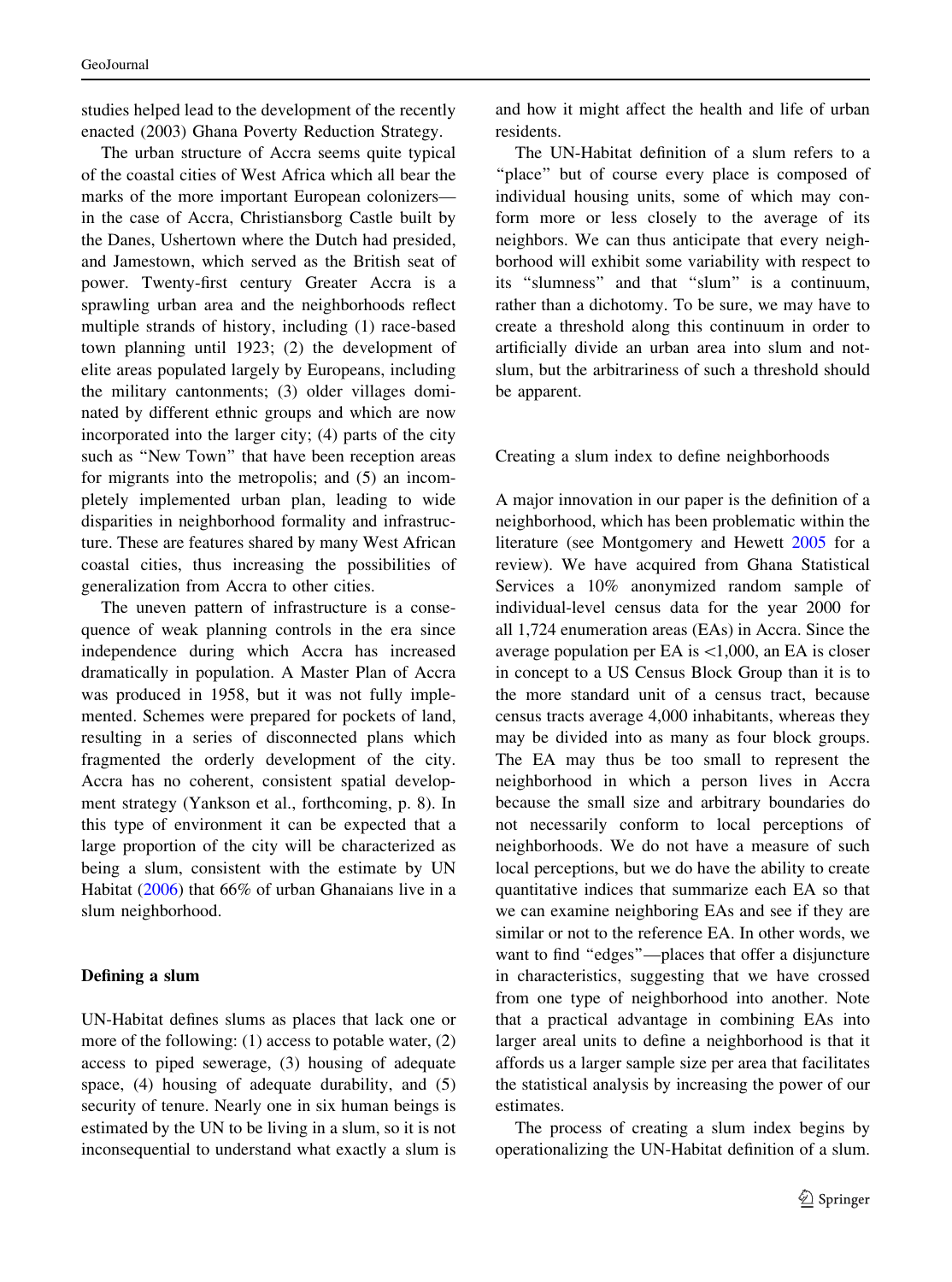studies helped lead to the development of the recently enacted (2003) Ghana Poverty Reduction Strategy.

The urban structure of Accra seems quite typical of the coastal cities of West Africa which all bear the marks of the more important European colonizers—in the case of Accra, Christiansborg Castle built by the Danes, Ushertown where the Dutch had presided, and Jamestown, which served as the British seat of power. Twenty-first century Greater Accra is a sprawling urban area and the neighborhoods reflect multiple strands of history, including (1) race-based town planning until 1923; (2) the development of elite areas populated largely by Europeans, including the military cantonments; (3) older villages dominated by different ethnic groups and which are now incorporated into the larger city; (4) parts of the city such as "New Town" that have been reception areas for migrants into the metropolis; and (5) an incompletely implemented urban plan, leading to wide disparities in neighborhood formality and infrastructure. These are features shared by many West African coastal cities, thus increasing the possibilities of generalization from Accra to other cities.

The uneven pattern of infrastructure is a consequence of weak planning controls in the era since independence during which Accra has increased dramatically in population. A Master Plan of Accra was produced in 1958, but it was not fully implemented. Schemes were prepared for pockets of land, resulting in a series of disconnected plans which fragmented the orderly development of the city. Accra has no coherent, consistent spatial development strategy (Yankson et al., forthcoming, p. 8). In this type of environment it can be expected that a large proportion of the city will be characterized as being a slum, consistent with the estimate by UN Habitat (2006) that 66% of urban Ghanaians live in a slum neighborhood.

## Defining a slum

UN-Habitat defines slums as places that lack one or more of the following: (1) access to potable water, (2) access to piped sewerage, (3) housing of adequate space, (4) housing of adequate durability, and (5) security of tenure. Nearly one in six human beings is estimated by the UN to be living in a slum, so it is not inconsequential to understand what exactly a slum is and how it might affect the health and life of urban residents.

The UN-Habitat definition of a slum refers to a "place" but of course every place is composed of individual housing units, some of which may conform more or less closely to the average of its neighbors. We can thus anticipate that every neighborhood will exhibit some variability with respect to its "slumness" and that "slum" is a continuum, rather than a dichotomy. To be sure, we may have to create a threshold along this continuum in order to artificially divide an urban area into slum and not-slum, but the arbitrariness of such a threshold should be apparent.

### Creating a slum index to define neighborhoods

A major innovation in our paper is the definition of a neighborhood, which has been problematic within the literature (see Montgomery and Hewett 2005 for a review). We have acquired from Ghana Statistical Services a 10% anonymized random sample of individual-level census data for the year 2000 for all 1,724 enumeration areas (EAs) in Accra. Since the average population per EA is <1,000, an EA is closer in concept to a US Census Block Group than it is to the more standard unit of a census tract, because census tracts average 4,000 inhabitants, whereas they may be divided into as many as four block groups. The EA may thus be too small to represent the neighborhood in which a person lives in Accra because the small size and arbitrary boundaries do not necessarily conform to local perceptions of neighborhoods. We do not have a measure of such local perceptions, but we do have the ability to create quantitative indices that summarize each EA so that we can examine neighboring EAs and see if they are similar or not to the reference EA. In other words, we want to find "edges"—places that offer a disjuncture in characteristics, suggesting that we have crossed from one type of neighborhood into another. Note that a practical advantage in combining EAs into larger areal units to define a neighborhood is that it affords us a larger sample size per area that facilitates the statistical analysis by increasing the power of our estimates.

The process of creating a slum index begins by operationalizing the UN-Habitat definition of a slum.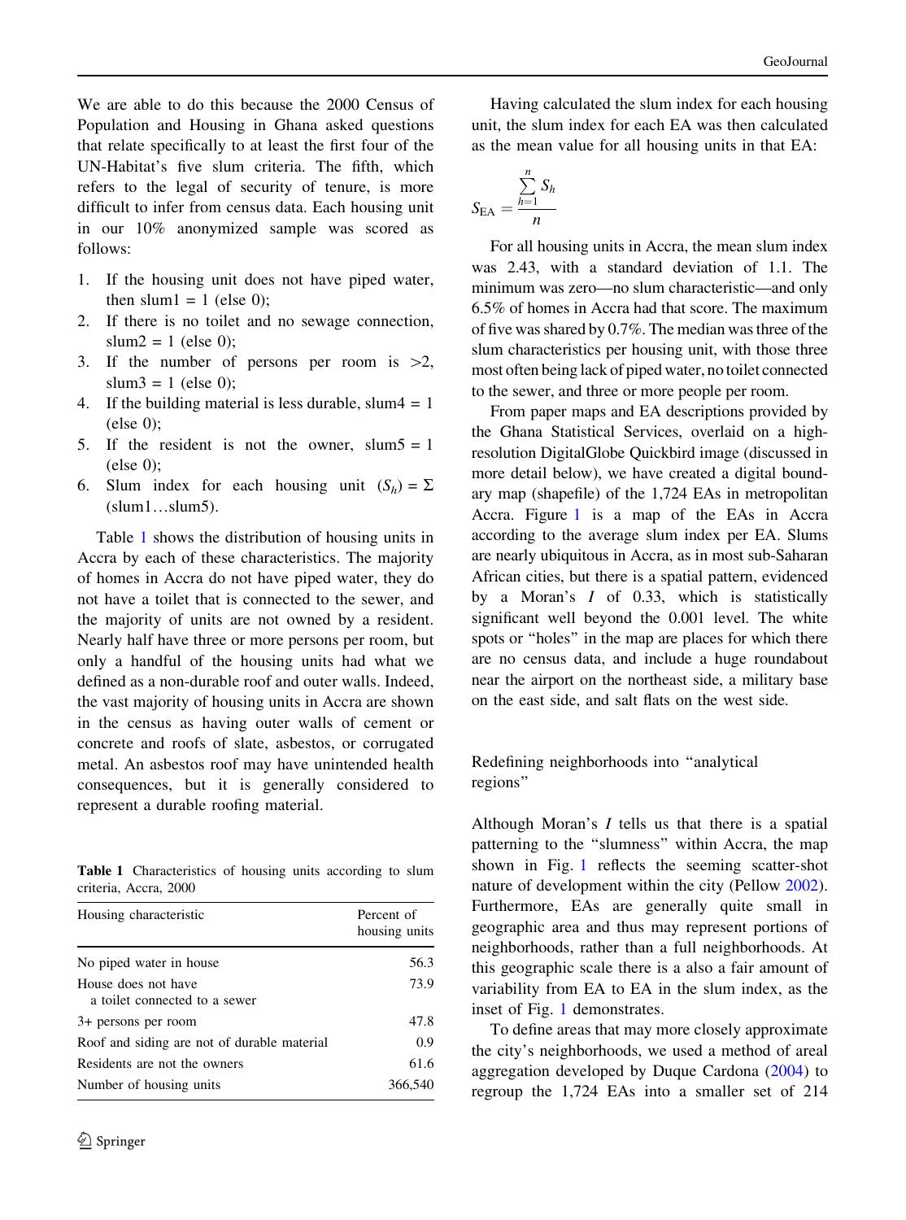We are able to do this because the 2000 Census of Population and Housing in Ghana asked questions that relate specifically to at least the first four of the UN-Habitat's five slum criteria. The fifth, which refers to the legal of security of tenure, is more difficult to infer from census data. Each housing unit in our 10% anonymized sample was scored as follows:

1. If the housing unit does not have piped water, then slum1 = 1 (else 0);
2. If there is no toilet and no sewage connection, slum2 = 1 (else 0);
3. If the number of persons per room is >2, slum3 = 1 (else 0);
4. If the building material is less durable, slum4 = 1 (else 0);
5. If the resident is not the owner, slum5 = 1 (else 0);
6. Slum index for each housing unit ($S_h$) = Σ (slum1…slum5).

Table 1 shows the distribution of housing units in Accra by each of these characteristics. The majority of homes in Accra do not have piped water, they do not have a toilet that is connected to the sewer, and the majority of units are not owned by a resident. Nearly half have three or more persons per room, but only a handful of the housing units had what we defined as a non-durable roof and outer walls. Indeed, the vast majority of housing units in Accra are shown in the census as having outer walls of cement or concrete and roofs of slate, asbestos, or corrugated metal. An asbestos roof may have unintended health consequences, but it is generally considered to represent a durable roofing material.

**Table 1** Characteristics of housing units according to slum criteria, Accra, 2000

| Housing characteristic | Percent of housing units |
|---|---|
| No piped water in house | 56.3 |
| House does not have a toilet connected to a sewer | 73.9 |
| 3+ persons per room | 47.8 |
| Roof and siding are not of durable material | 0.9 |
| Residents are not the owners | 61.6 |
| Number of housing units | 366,540 |

Having calculated the slum index for each housing unit, the slum index for each EA was then calculated as the mean value for all housing units in that EA:

$$S_{EA} = \frac{\sum_{h=1}^{n} S_h}{n}$$

For all housing units in Accra, the mean slum index was 2.43, with a standard deviation of 1.1. The minimum was zero—no slum characteristic—and only 6.5% of homes in Accra had that score. The maximum of five was shared by 0.7%. The median was three of the slum characteristics per housing unit, with those three most often being lack of piped water, no toilet connected to the sewer, and three or more people per room.

From paper maps and EA descriptions provided by the Ghana Statistical Services, overlaid on a high-resolution DigitalGlobe Quickbird image (discussed in more detail below), we have created a digital boundary map (shapefile) of the 1,724 EAs in metropolitan Accra. Figure 1 is a map of the EAs in Accra according to the average slum index per EA. Slums are nearly ubiquitous in Accra, as in most sub-Saharan African cities, but there is a spatial pattern, evidenced by a Moran's *I* of 0.33, which is statistically significant well beyond the 0.001 level. The white spots or "holes" in the map are places for which there are no census data, and include a huge roundabout near the airport on the northeast side, a military base on the east side, and salt flats on the west side.

## Redefining neighborhoods into "analytical regions"

Although Moran's *I* tells us that there is a spatial patterning to the "slumness" within Accra, the map shown in Fig. 1 reflects the seeming scatter-shot nature of development within the city (Pellow 2002). Furthermore, EAs are generally quite small in geographic area and thus may represent portions of neighborhoods, rather than a full neighborhoods. At this geographic scale there is a also a fair amount of variability from EA to EA in the slum index, as the inset of Fig. 1 demonstrates.

To define areas that may more closely approximate the city's neighborhoods, we used a method of areal aggregation developed by Duque Cardona (2004) to regroup the 1,724 EAs into a smaller set of 214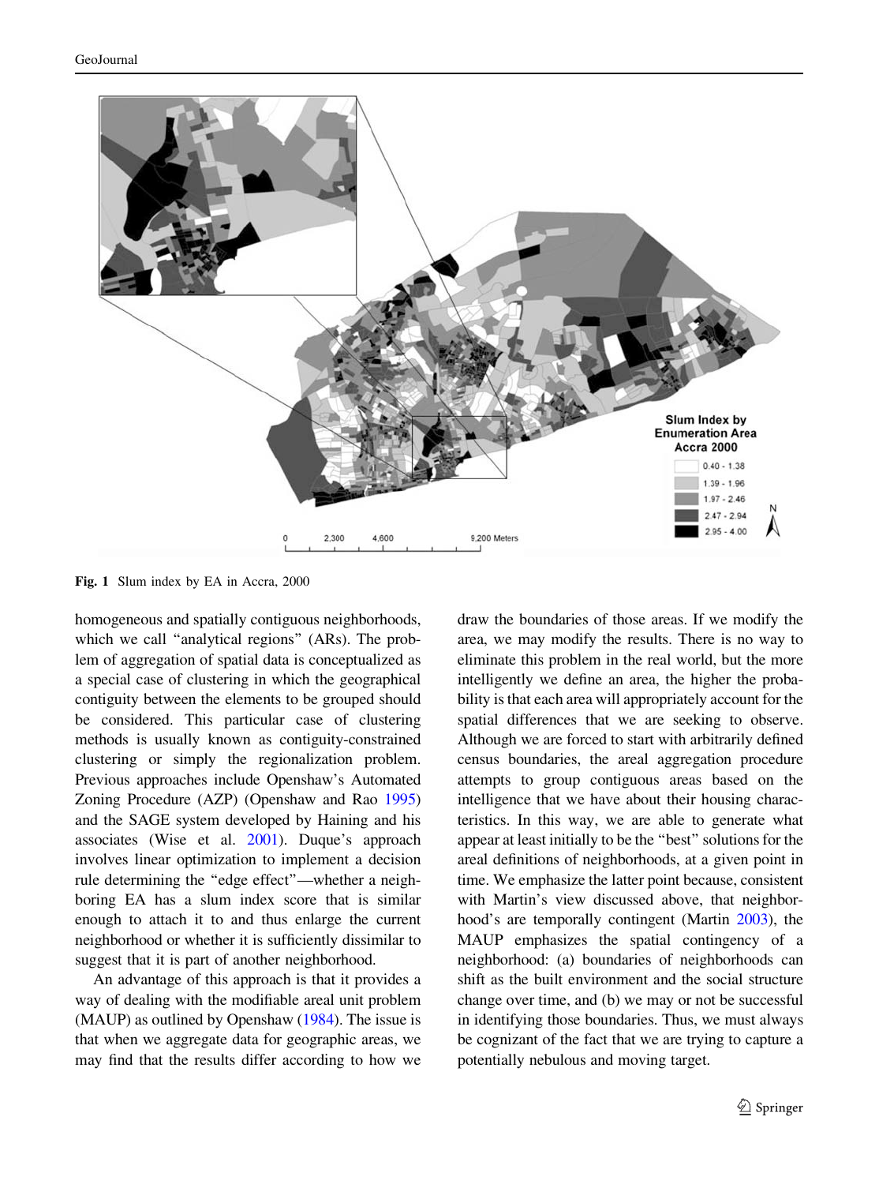Fig. 1 Slum index by EA in Accra, 2000

homogeneous and spatially contiguous neighborhoods, which we call "analytical regions" (ARs). The problem of aggregation of spatial data is conceptualized as a special case of clustering in which the geographical contiguity between the elements to be grouped should be considered. This particular case of clustering methods is usually known as contiguity-constrained clustering or simply the regionalization problem. Previous approaches include Openshaw's Automated Zoning Procedure (AZP) (Openshaw and Rao 1995) and the SAGE system developed by Haining and his associates (Wise et al. 2001). Duque's approach involves linear optimization to implement a decision rule determining the "edge effect"—whether a neighboring EA has a slum index score that is similar enough to attach it to and thus enlarge the current neighborhood or whether it is sufficiently dissimilar to suggest that it is part of another neighborhood.

An advantage of this approach is that it provides a way of dealing with the modifiable areal unit problem (MAUP) as outlined by Openshaw (1984). The issue is that when we aggregate data for geographic areas, we may find that the results differ according to how we draw the boundaries of those areas. If we modify the area, we may modify the results. There is no way to eliminate this problem in the real world, but the more intelligently we define an area, the higher the probability is that each area will appropriately account for the spatial differences that we are seeking to observe. Although we are forced to start with arbitrarily defined census boundaries, the areal aggregation procedure attempts to group contiguous areas based on the intelligence that we have about their housing characteristics. In this way, we are able to generate what appear at least initially to be the "best" solutions for the areal definitions of neighborhoods, at a given point in time. We emphasize the latter point because, consistent with Martin's view discussed above, that neighborhood's are temporally contingent (Martin 2003), the MAUP emphasizes the spatial contingency of a neighborhood: (a) boundaries of neighborhoods can shift as the built environment and the social structure change over time, and (b) we may or not be successful in identifying those boundaries. Thus, we must always be cognizant of the fact that we are trying to capture a potentially nebulous and moving target.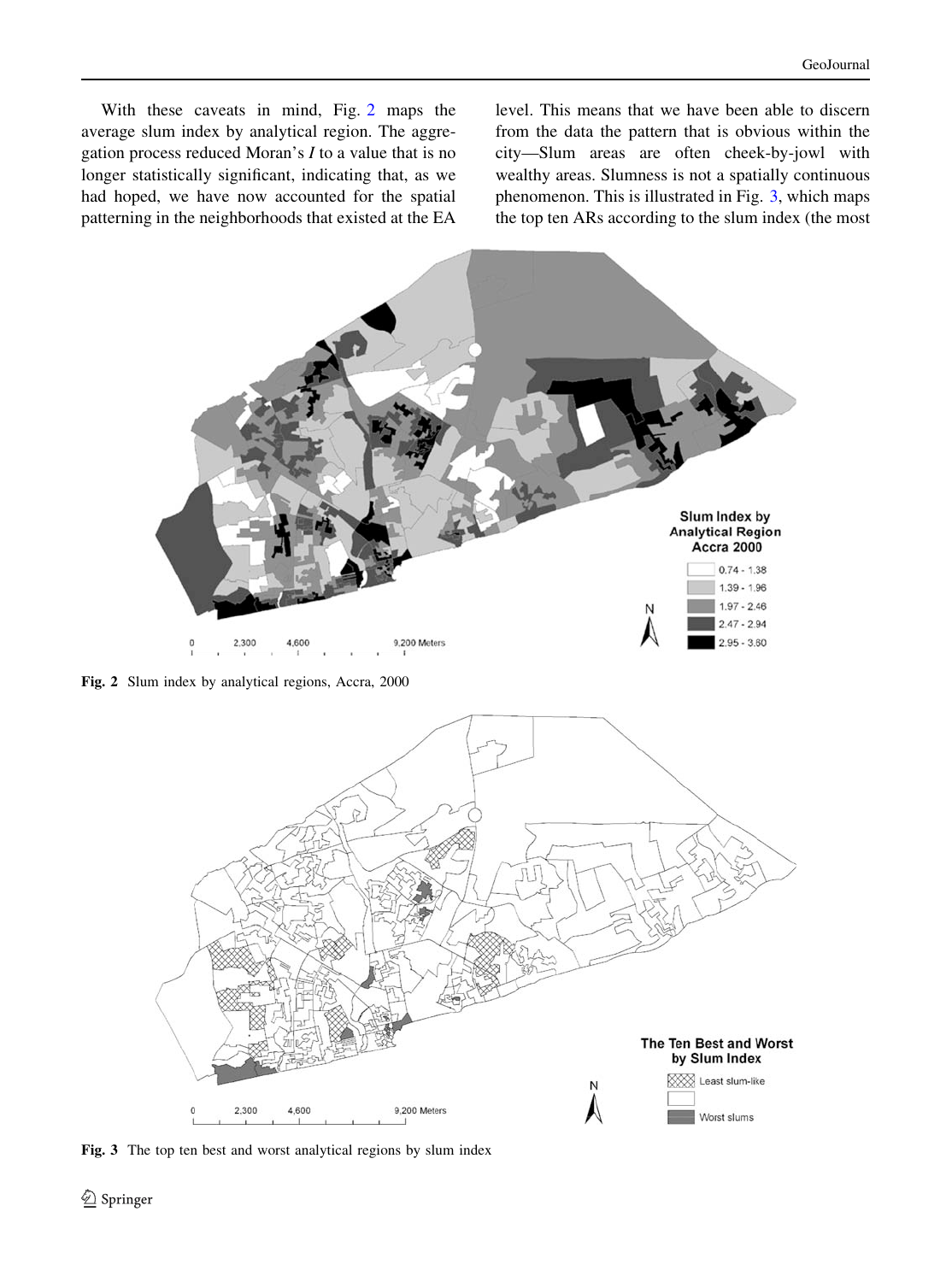With these caveats in mind, Fig. 2 maps the average slum index by analytical region. The aggregation process reduced Moran's *I* to a value that is no longer statistically significant, indicating that, as we had hoped, we have now accounted for the spatial patterning in the neighborhoods that existed at the EA level. This means that we have been able to discern from the data the pattern that is obvious within the city—Slum areas are often cheek-by-jowl with wealthy areas. Slumness is not a spatially continuous phenomenon. This is illustrated in Fig. 3, which maps the top ten ARs according to the slum index (the most

**Fig. 2** Slum index by analytical regions, Accra, 2000

**Fig. 3** The top ten best and worst analytical regions by slum index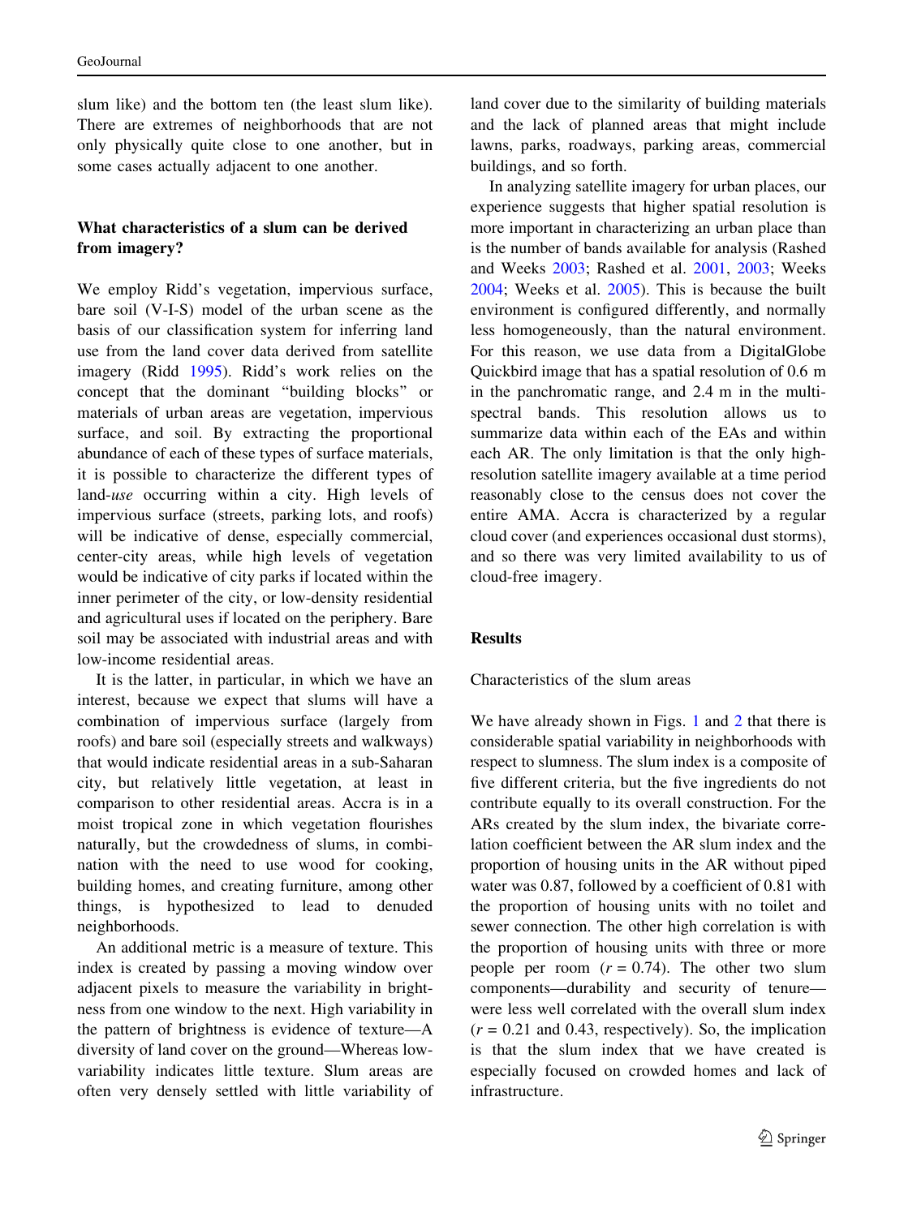slum like) and the bottom ten (the least slum like). There are extremes of neighborhoods that are not only physically quite close to one another, but in some cases actually adjacent to one another.

## What characteristics of a slum can be derived from imagery?

We employ Ridd's vegetation, impervious surface, bare soil (V-I-S) model of the urban scene as the basis of our classification system for inferring land use from the land cover data derived from satellite imagery (Ridd 1995). Ridd's work relies on the concept that the dominant "building blocks" or materials of urban areas are vegetation, impervious surface, and soil. By extracting the proportional abundance of each of these types of surface materials, it is possible to characterize the different types of land-*use* occurring within a city. High levels of impervious surface (streets, parking lots, and roofs) will be indicative of dense, especially commercial, center-city areas, while high levels of vegetation would be indicative of city parks if located within the inner perimeter of the city, or low-density residential and agricultural uses if located on the periphery. Bare soil may be associated with industrial areas and with low-income residential areas.

It is the latter, in particular, in which we have an interest, because we expect that slums will have a combination of impervious surface (largely from roofs) and bare soil (especially streets and walkways) that would indicate residential areas in a sub-Saharan city, but relatively little vegetation, at least in comparison to other residential areas. Accra is in a moist tropical zone in which vegetation flourishes naturally, but the crowdedness of slums, in combination with the need to use wood for cooking, building homes, and creating furniture, among other things, is hypothesized to lead to denuded neighborhoods.

An additional metric is a measure of texture. This index is created by passing a moving window over adjacent pixels to measure the variability in brightness from one window to the next. High variability in the pattern of brightness is evidence of texture—A diversity of land cover on the ground—Whereas low-variability indicates little texture. Slum areas are often very densely settled with little variability of land cover due to the similarity of building materials and the lack of planned areas that might include lawns, parks, roadways, parking areas, commercial buildings, and so forth.

In analyzing satellite imagery for urban places, our experience suggests that higher spatial resolution is more important in characterizing an urban place than is the number of bands available for analysis (Rashed and Weeks 2003; Rashed et al. 2001, 2003; Weeks 2004; Weeks et al. 2005). This is because the built environment is configured differently, and normally less homogeneously, than the natural environment. For this reason, we use data from a DigitalGlobe Quickbird image that has a spatial resolution of 0.6 m in the panchromatic range, and 2.4 m in the multi-spectral bands. This resolution allows us to summarize data within each of the EAs and within each AR. The only limitation is that the only high-resolution satellite imagery available at a time period reasonably close to the census does not cover the entire AMA. Accra is characterized by a regular cloud cover (and experiences occasional dust storms), and so there was very limited availability to us of cloud-free imagery.

## Results

### Characteristics of the slum areas

We have already shown in Figs. 1 and 2 that there is considerable spatial variability in neighborhoods with respect to slumness. The slum index is a composite of five different criteria, but the five ingredients do not contribute equally to its overall construction. For the ARs created by the slum index, the bivariate correlation coefficient between the AR slum index and the proportion of housing units in the AR without piped water was 0.87, followed by a coefficient of 0.81 with the proportion of housing units with no toilet and sewer connection. The other high correlation is with the proportion of housing units with three or more people per room ($r = 0.74$). The other two slum components—durability and security of tenure—were less well correlated with the overall slum index ($r = 0.21$ and 0.43, respectively). So, the implication is that the slum index that we have created is especially focused on crowded homes and lack of infrastructure.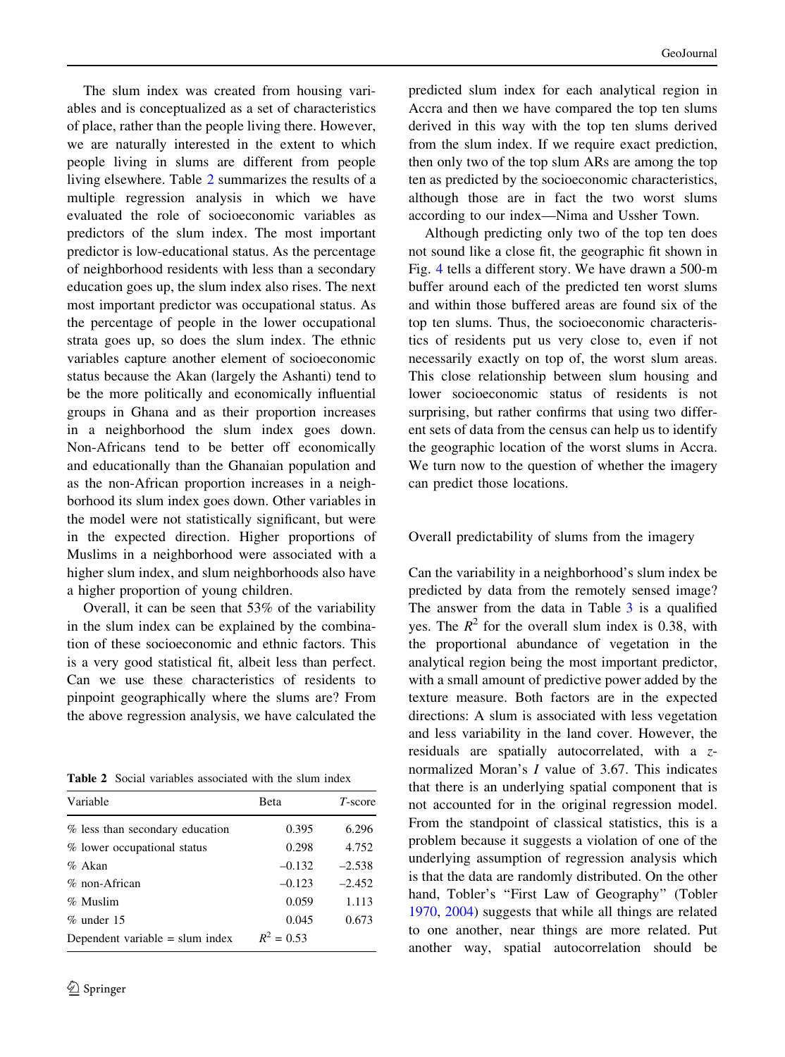The slum index was created from housing variables and is conceptualized as a set of characteristics of place, rather than the people living there. However, we are naturally interested in the extent to which people living in slums are different from people living elsewhere. Table 2 summarizes the results of a multiple regression analysis in which we have evaluated the role of socioeconomic variables as predictors of the slum index. The most important predictor is low-educational status. As the percentage of neighborhood residents with less than a secondary education goes up, the slum index also rises. The next most important predictor was occupational status. As the percentage of people in the lower occupational strata goes up, so does the slum index. The ethnic variables capture another element of socioeconomic status because the Akan (largely the Ashanti) tend to be the more politically and economically influential groups in Ghana and as their proportion increases in a neighborhood the slum index goes down. Non-Africans tend to be better off economically and educationally than the Ghanaian population and as the non-African proportion increases in a neighborhood its slum index goes down. Other variables in the model were not statistically significant, but were in the expected direction. Higher proportions of Muslims in a neighborhood were associated with a higher slum index, and slum neighborhoods also have a higher proportion of young children.

Overall, it can be seen that 53% of the variability in the slum index can be explained by the combination of these socioeconomic and ethnic factors. This is a very good statistical fit, albeit less than perfect. Can we use these characteristics of residents to pinpoint geographically where the slums are? From the above regression analysis, we have calculated the predicted slum index for each analytical region in Accra and then we have compared the top ten slums derived in this way with the top ten slums derived from the slum index. If we require exact prediction, then only two of the top slum ARs are among the top ten as predicted by the socioeconomic characteristics, although those are in fact the two worst slums according to our index—Nima and Ussher Town.

**Table 2** Social variables associated with the slum index

| Variable | Beta | *T*-score |
| --- | --- | --- |
| % less than secondary education | 0.395 | 6.296 |
| % lower occupational status | 0.298 | 4.752 |
| % Akan | –0.132 | –2.538 |
| % non-African | –0.123 | –2.452 |
| % Muslim | 0.059 | 1.113 |
| % under 15 | 0.045 | 0.673 |
| Dependent variable = slum index | $R^2$ = 0.53 | |

Although predicting only two of the top ten does not sound like a close fit, the geographic fit shown in Fig. 4 tells a different story. We have drawn a 500-m buffer around each of the predicted ten worst slums and within those buffered areas are found six of the top ten slums. Thus, the socioeconomic characteristics of residents put us very close to, even if not necessarily exactly on top of, the worst slum areas. This close relationship between slum housing and lower socioeconomic status of residents is not surprising, but rather confirms that using two different sets of data from the census can help us to identify the geographic location of the worst slums in Accra. We turn now to the question of whether the imagery can predict those locations.

## Overall predictability of slums from the imagery

Can the variability in a neighborhood's slum index be predicted by data from the remotely sensed image? The answer from the data in Table 3 is a qualified yes. The $R^2$ for the overall slum index is 0.38, with the proportional abundance of vegetation in the analytical region being the most important predictor, with a small amount of predictive power added by the texture measure. Both factors are in the expected directions: A slum is associated with less vegetation and less variability in the land cover. However, the residuals are spatially autocorrelated, with a *z*-normalized Moran's *I* value of 3.67. This indicates that there is an underlying spatial component that is not accounted for in the original regression model. From the standpoint of classical statistics, this is a problem because it suggests a violation of one of the underlying assumption of regression analysis which is that the data are randomly distributed. On the other hand, Tobler's "First Law of Geography" (Tobler 1970, 2004) suggests that while all things are related to one another, near things are more related. Put another way, spatial autocorrelation should be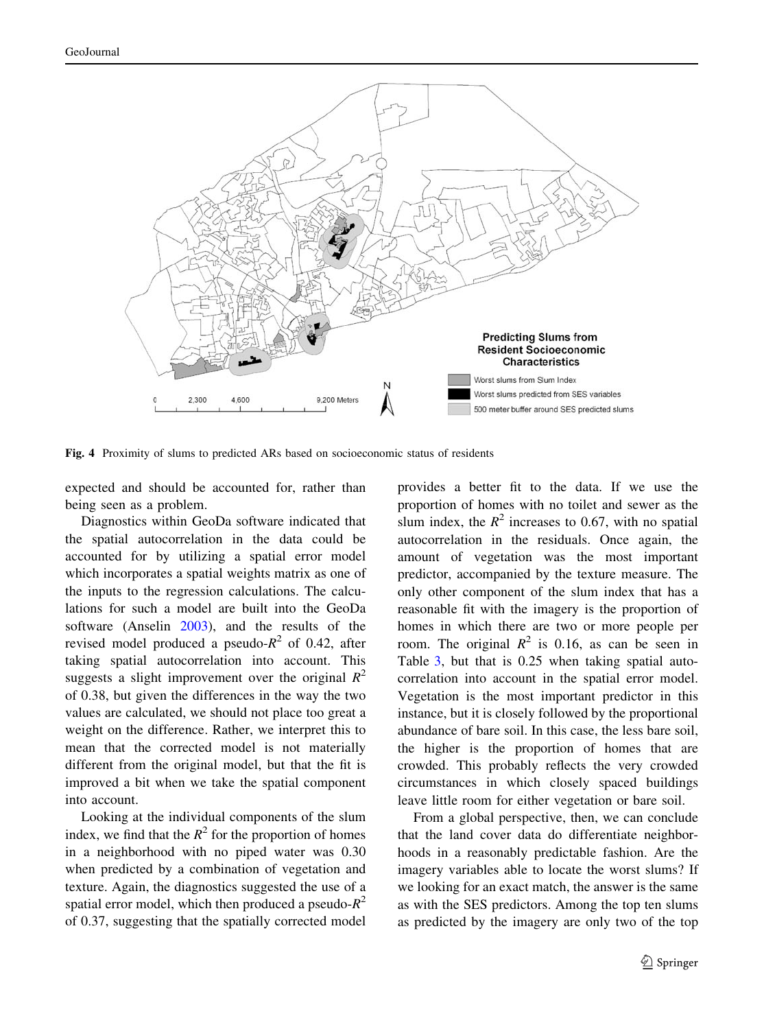Fig. 4 Proximity of slums to predicted ARs based on socioeconomic status of residents

expected and should be accounted for, rather than being seen as a problem.

Diagnostics within GeoDa software indicated that the spatial autocorrelation in the data could be accounted for by utilizing a spatial error model which incorporates a spatial weights matrix as one of the inputs to the regression calculations. The calculations for such a model are built into the GeoDa software (Anselin 2003), and the results of the revised model produced a pseudo-$R^2$ of 0.42, after taking spatial autocorrelation into account. This suggests a slight improvement over the original $R^2$ of 0.38, but given the differences in the way the two values are calculated, we should not place too great a weight on the difference. Rather, we interpret this to mean that the corrected model is not materially different from the original model, but that the fit is improved a bit when we take the spatial component into account.

Looking at the individual components of the slum index, we find that the $R^2$ for the proportion of homes in a neighborhood with no piped water was 0.30 when predicted by a combination of vegetation and texture. Again, the diagnostics suggested the use of a spatial error model, which then produced a pseudo-$R^2$ of 0.37, suggesting that the spatially corrected model provides a better fit to the data. If we use the proportion of homes with no toilet and sewer as the slum index, the $R^2$ increases to 0.67, with no spatial autocorrelation in the residuals. Once again, the amount of vegetation was the most important predictor, accompanied by the texture measure. The only other component of the slum index that has a reasonable fit with the imagery is the proportion of homes in which there are two or more people per room. The original $R^2$ is 0.16, as can be seen in Table 3, but that is 0.25 when taking spatial autocorrelation into account in the spatial error model. Vegetation is the most important predictor in this instance, but it is closely followed by the proportional abundance of bare soil. In this case, the less bare soil, the higher is the proportion of homes that are crowded. This probably reflects the very crowded circumstances in which closely spaced buildings leave little room for either vegetation or bare soil.

From a global perspective, then, we can conclude that the land cover data do differentiate neighborhoods in a reasonably predictable fashion. Are the imagery variables able to locate the worst slums? If we looking for an exact match, the answer is the same as with the SES predictors. Among the top ten slums as predicted by the imagery are only two of the top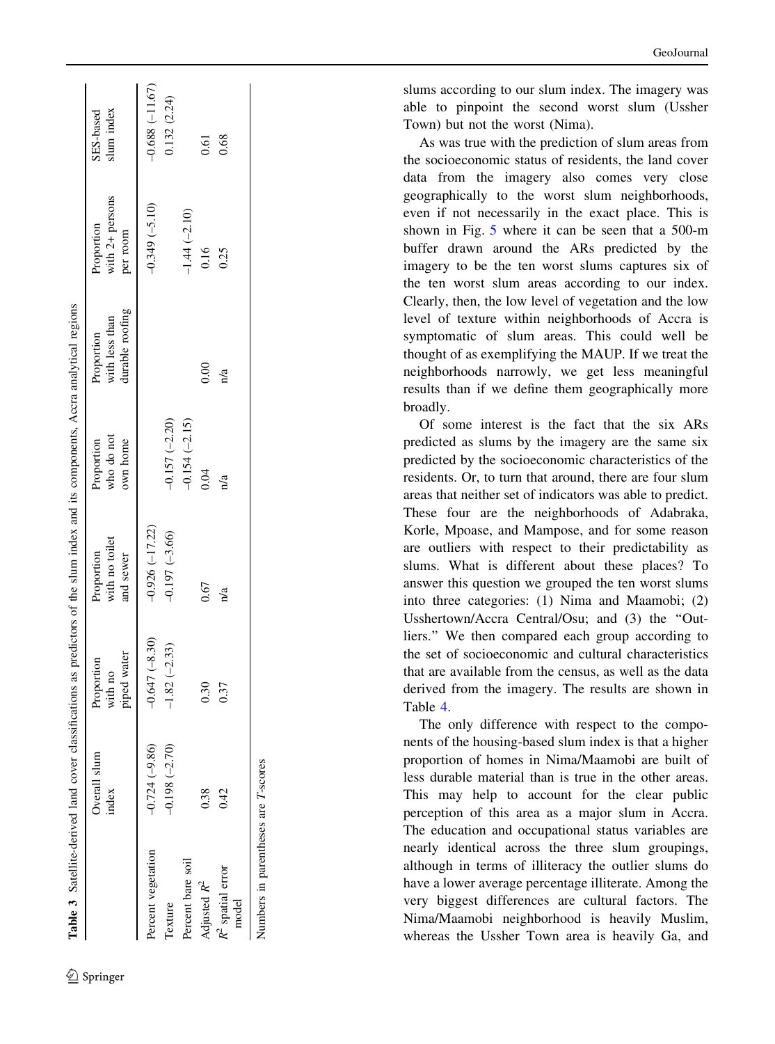**Table 3** Satellite-derived land cover classifications as predictors of the slum index and its components, Accra analytical regions

| | Overall slum index | Proportion with no piped water | Proportion with no toilet and sewer | Proportion who do not own home | Proportion with less than durable roofing | Proportion with 2+ persons per room | SES-based slum index |
|---|---|---|---|---|---|---|---|
| Percent vegetation | −0.724 (−9.86) | −0.647 (−8.30) | −0.926 (−17.22) | | | −0.349 (−5.10) | −0.688 (−11.67) |
| Texture | −0.198 (−2.70) | −1.82 (−2.33) | −0.197 (−3.66) | −0.157 (−2.20) | | | 0.132 (2.24) |
| Percent bare soil | | | | −0.154 (−2.15) | | −1.44 (−2.10) | |
| Adjusted $R^2$ | 0.38 | 0.30 | 0.67 | 0.04 | 0.00 | 0.16 | 0.61 |
| $R^2$ spatial error model | 0.42 | 0.37 | n/a | n/a | n/a | 0.25 | 0.68 |

Numbers in parentheses are *T*-scores

slums according to our slum index. The imagery was able to pinpoint the second worst slum (Ussher Town) but not the worst (Nima).

As was true with the prediction of slum areas from the socioeconomic status of residents, the land cover data from the imagery also comes very close geographically to the worst slum neighborhoods, even if not necessarily in the exact place. This is shown in Fig. 5 where it can be seen that a 500-m buffer drawn around the ARs predicted by the imagery to be the ten worst slums captures six of the ten worst slum areas according to our index. Clearly, then, the low level of vegetation and the low level of texture within neighborhoods of Accra is symptomatic of slum areas. This could well be thought of as exemplifying the MAUP. If we treat the neighborhoods narrowly, we get less meaningful results than if we define them geographically more broadly.

Of some interest is the fact that the six ARs predicted as slums by the imagery are the same six predicted by the socioeconomic characteristics of the residents. Or, to turn that around, there are four slum areas that neither set of indicators was able to predict. These four are the neighborhoods of Adabraka, Korle, Mpoase, and Mampose, and for some reason are outliers with respect to their predictability as slums. What is different about these places? To answer this question we grouped the ten worst slums into three categories: (1) Nima and Maamobi; (2) Usshertown/Accra Central/Osu; and (3) the "Outliers." We then compared each group according to the set of socioeconomic and cultural characteristics that are available from the census, as well as the data derived from the imagery. The results are shown in Table 4.

The only difference with respect to the components of the housing-based slum index is that a higher proportion of homes in Nima/Maamobi are built of less durable material than is true in the other areas. This may help to account for the clear public perception of this area as a major slum in Accra. The education and occupational status variables are nearly identical across the three slum groupings, although in terms of illiteracy the outlier slums do have a lower average percentage illiterate. Among the very biggest differences are cultural factors. The Nima/Maamobi neighborhood is heavily Muslim, whereas the Ussher Town area is heavily Ga, and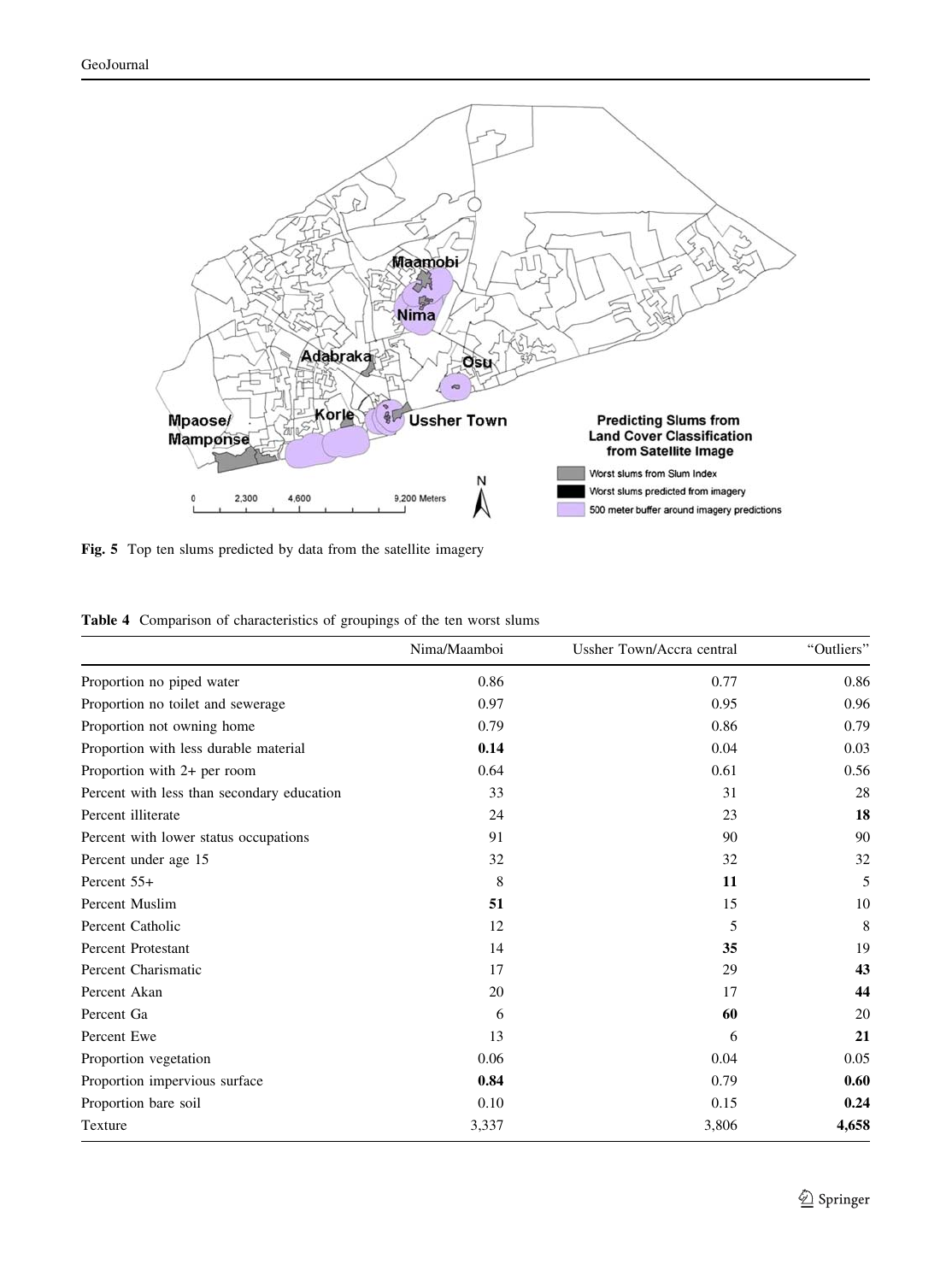Fig. 5 Top ten slums predicted by data from the satellite imagery

**Table 4** Comparison of characteristics of groupings of the ten worst slums

| | Nima/Maamboi | Ussher Town/Accra central | "Outliers" |
|---|---|---|---|
| Proportion no piped water | 0.86 | 0.77 | 0.86 |
| Proportion no toilet and sewerage | 0.97 | 0.95 | 0.96 |
| Proportion not owning home | 0.79 | 0.86 | 0.79 |
| Proportion with less durable material | **0.14** | 0.04 | 0.03 |
| Proportion with 2+ per room | 0.64 | 0.61 | 0.56 |
| Percent with less than secondary education | 33 | 31 | 28 |
| Percent illiterate | 24 | 23 | **18** |
| Percent with lower status occupations | 91 | 90 | 90 |
| Percent under age 15 | 32 | 32 | 32 |
| Percent 55+ | 8 | **11** | 5 |
| Percent Muslim | **51** | 15 | 10 |
| Percent Catholic | 12 | 5 | 8 |
| Percent Protestant | 14 | **35** | 19 |
| Percent Charismatic | 17 | 29 | **43** |
| Percent Akan | 20 | 17 | **44** |
| Percent Ga | 6 | **60** | 20 |
| Percent Ewe | 13 | 6 | **21** |
| Proportion vegetation | 0.06 | 0.04 | 0.05 |
| Proportion impervious surface | **0.84** | 0.79 | **0.60** |
| Proportion bare soil | 0.10 | 0.15 | **0.24** |
| Texture | 3,337 | 3,806 | **4,658** |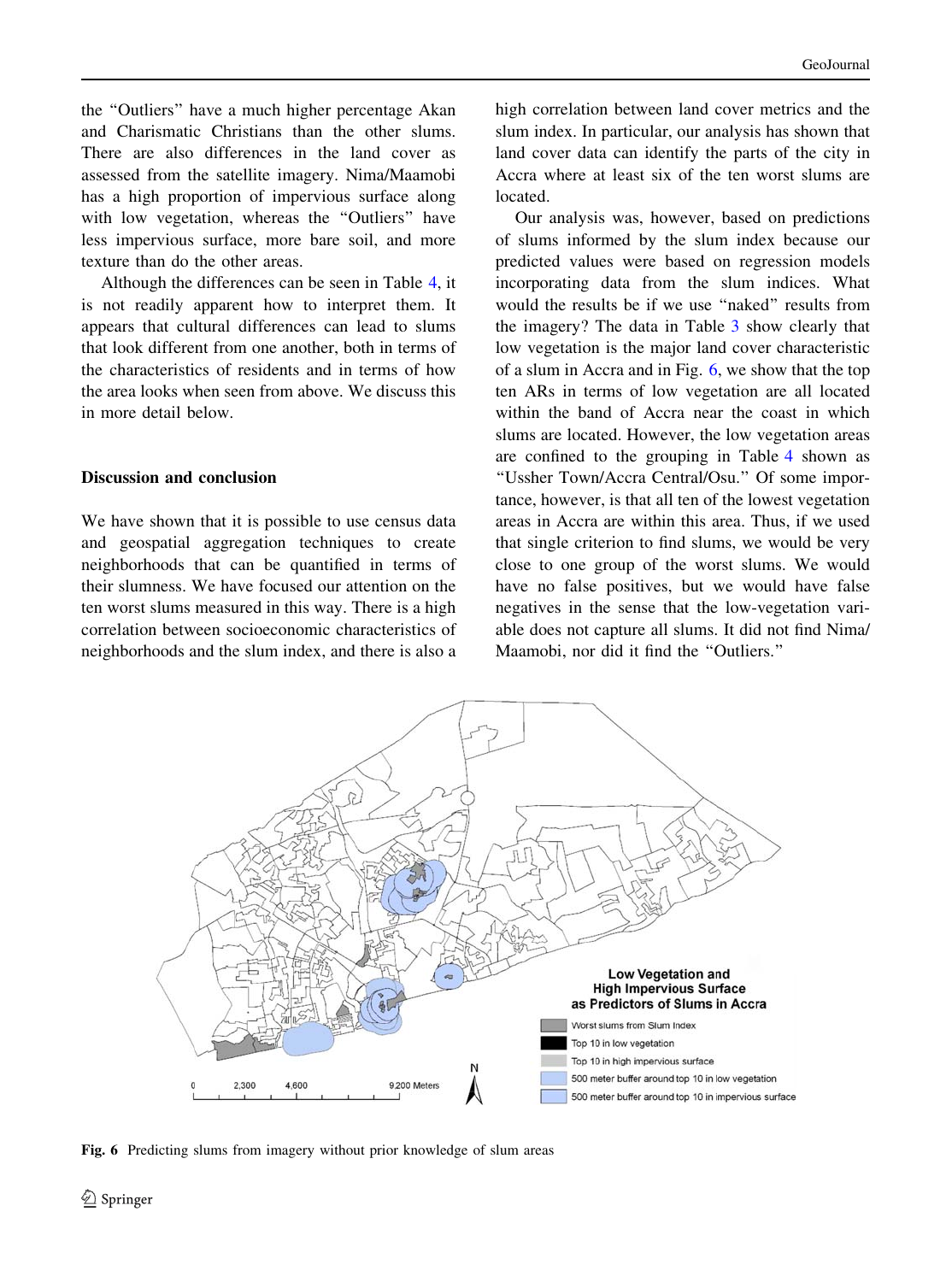the "Outliers" have a much higher percentage Akan and Charismatic Christians than the other slums. There are also differences in the land cover as assessed from the satellite imagery. Nima/Maamobi has a high proportion of impervious surface along with low vegetation, whereas the "Outliers" have less impervious surface, more bare soil, and more texture than do the other areas.

Although the differences can be seen in Table 4, it is not readily apparent how to interpret them. It appears that cultural differences can lead to slums that look different from one another, both in terms of the characteristics of residents and in terms of how the area looks when seen from above. We discuss this in more detail below.

## Discussion and conclusion

We have shown that it is possible to use census data and geospatial aggregation techniques to create neighborhoods that can be quantified in terms of their slumness. We have focused our attention on the ten worst slums measured in this way. There is a high correlation between socioeconomic characteristics of neighborhoods and the slum index, and there is also a high correlation between land cover metrics and the slum index. In particular, our analysis has shown that land cover data can identify the parts of the city in Accra where at least six of the ten worst slums are located.

Our analysis was, however, based on predictions of slums informed by the slum index because our predicted values were based on regression models incorporating data from the slum indices. What would the results be if we use "naked" results from the imagery? The data in Table 3 show clearly that low vegetation is the major land cover characteristic of a slum in Accra and in Fig. 6, we show that the top ten ARs in terms of low vegetation are all located within the band of Accra near the coast in which slums are located. However, the low vegetation areas are confined to the grouping in Table 4 shown as "Ussher Town/Accra Central/Osu." Of some importance, however, is that all ten of the lowest vegetation areas in Accra are within this area. Thus, if we used that single criterion to find slums, we would be very close to one group of the worst slums. We would have no false positives, but we would have false negatives in the sense that the low-vegetation variable does not capture all slums. It did not find Nima/Maamobi, nor did it find the "Outliers."

**Fig. 6** Predicting slums from imagery without prior knowledge of slum areas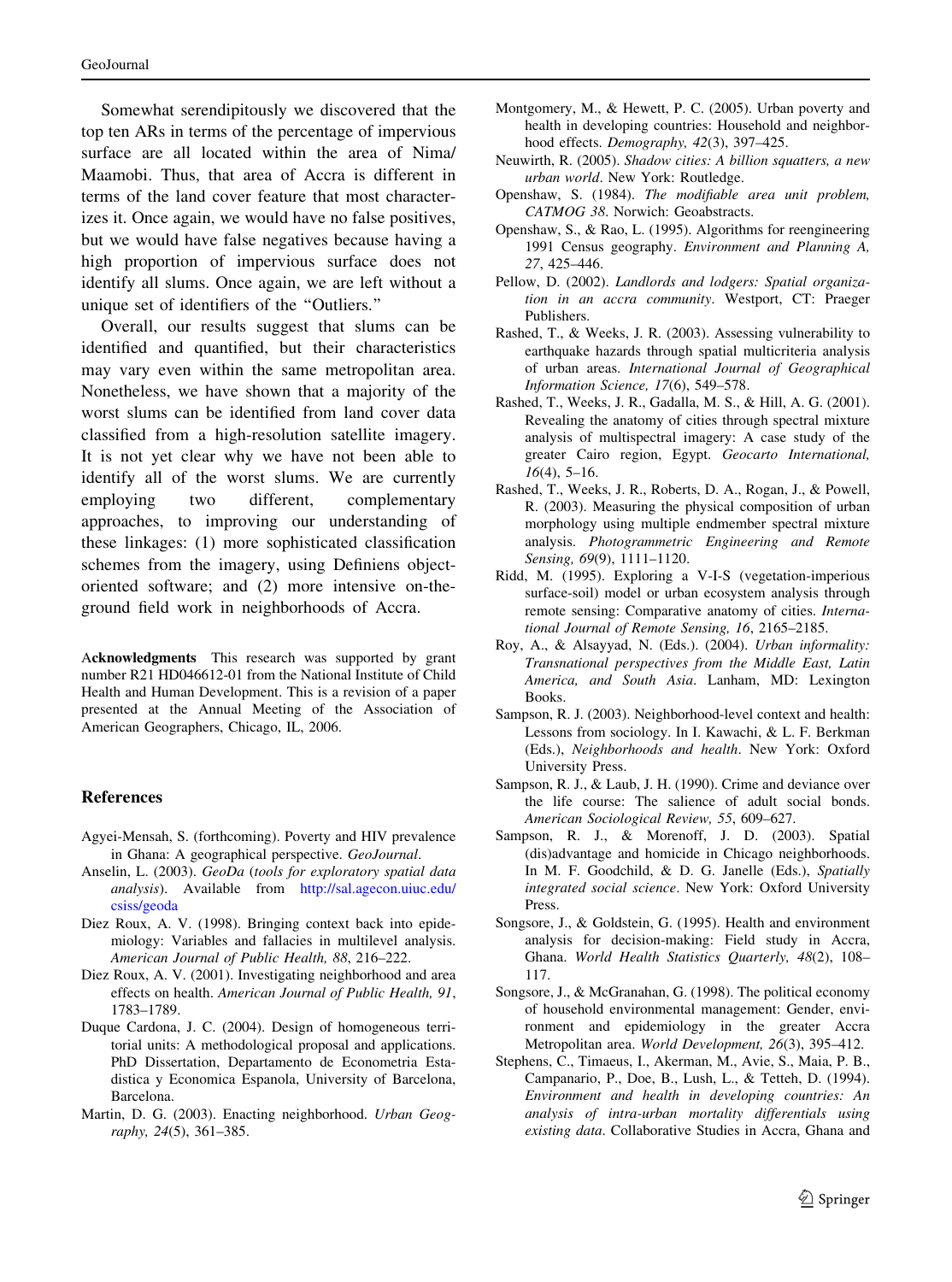Somewhat serendipitously we discovered that the top ten ARs in terms of the percentage of impervious surface are all located within the area of Nima/Maamobi. Thus, that area of Accra is different in terms of the land cover feature that most characterizes it. Once again, we would have no false positives, but we would have false negatives because having a high proportion of impervious surface does not identify all slums. Once again, we are left without a unique set of identifiers of the "Outliers."

Overall, our results suggest that slums can be identified and quantified, but their characteristics may vary even within the same metropolitan area. Nonetheless, we have shown that a majority of the worst slums can be identified from land cover data classified from a high-resolution satellite imagery. It is not yet clear why we have not been able to identify all of the worst slums. We are currently employing two different, complementary approaches, to improving our understanding of these linkages: (1) more sophisticated classification schemes from the imagery, using Definiens object-oriented software; and (2) more intensive on-the-ground field work in neighborhoods of Accra.

**Acknowledgments** This research was supported by grant number R21 HD046612-01 from the National Institute of Child Health and Human Development. This is a revision of a paper presented at the Annual Meeting of the Association of American Geographers, Chicago, IL, 2006.

## References

Agyei-Mensah, S. (forthcoming). Poverty and HIV prevalence in Ghana: A geographical perspective. *GeoJournal*.

Anselin, L. (2003). *GeoDa* (*tools for exploratory spatial data analysis*). Available from http://sal.agecon.uiuc.edu/csiss/geoda

Diez Roux, A. V. (1998). Bringing context back into epidemiology: Variables and fallacies in multilevel analysis. *American Journal of Public Health, 88*, 216–222.

Diez Roux, A. V. (2001). Investigating neighborhood and area effects on health. *American Journal of Public Health, 91*, 1783–1789.

Duque Cardona, J. C. (2004). Design of homogeneous territorial units: A methodological proposal and applications. PhD Dissertation, Departamento de Econometria Estadistica y Economica Espanola, University of Barcelona, Barcelona.

Martin, D. G. (2003). Enacting neighborhood. *Urban Geography, 24*(5), 361–385.

Montgomery, M., & Hewett, P. C. (2005). Urban poverty and health in developing countries: Household and neighborhood effects. *Demography, 42*(3), 397–425.

Neuwirth, R. (2005). *Shadow cities: A billion squatters, a new urban world*. New York: Routledge.

Openshaw, S. (1984). *The modifiable area unit problem, CATMOG 38*. Norwich: Geoabstracts.

Openshaw, S., & Rao, L. (1995). Algorithms for reengineering 1991 Census geography. *Environment and Planning A, 27*, 425–446.

Pellow, D. (2002). *Landlords and lodgers: Spatial organization in an accra community*. Westport, CT: Praeger Publishers.

Rashed, T., & Weeks, J. R. (2003). Assessing vulnerability to earthquake hazards through spatial multicriteria analysis of urban areas. *International Journal of Geographical Information Science, 17*(6), 549–578.

Rashed, T., Weeks, J. R., Gadalla, M. S., & Hill, A. G. (2001). Revealing the anatomy of cities through spectral mixture analysis of multispectral imagery: A case study of the greater Cairo region, Egypt. *Geocarto International, 16*(4), 5–16.

Rashed, T., Weeks, J. R., Roberts, D. A., Rogan, J., & Powell, R. (2003). Measuring the physical composition of urban morphology using multiple endmember spectral mixture analysis. *Photogrammetric Engineering and Remote Sensing, 69*(9), 1111–1120.

Ridd, M. (1995). Exploring a V-I-S (vegetation-impervious surface-soil) model or urban ecosystem analysis through remote sensing: Comparative anatomy of cities. *International Journal of Remote Sensing, 16*, 2165–2185.

Roy, A., & Alsayyad, N. (Eds.). (2004). *Urban informality: Transnational perspectives from the Middle East, Latin America, and South Asia*. Lanham, MD: Lexington Books.

Sampson, R. J. (2003). Neighborhood-level context and health: Lessons from sociology. In I. Kawachi, & L. F. Berkman (Eds.), *Neighborhoods and health*. New York: Oxford University Press.

Sampson, R. J., & Laub, J. H. (1990). Crime and deviance over the life course: The salience of adult social bonds. *American Sociological Review, 55*, 609–627.

Sampson, R. J., & Morenoff, J. D. (2003). Spatial (dis)advantage and homicide in Chicago neighborhoods. In M. F. Goodchild, & D. G. Janelle (Eds.), *Spatially integrated social science*. New York: Oxford University Press.

Songsore, J., & Goldstein, G. (1995). Health and environment analysis for decision-making: Field study in Accra, Ghana. *World Health Statistics Quarterly, 48*(2), 108–117.

Songsore, J., & McGranahan, G. (1998). The political economy of household environmental management: Gender, environment and epidemiology in the greater Accra Metropolitan area. *World Development, 26*(3), 395–412.

Stephens, C., Timaeus, I., Akerman, M., Avie, S., Maia, P. B., Campanario, P., Doe, B., Lush, L., & Tetteh, D. (1994). *Environment and health in developing countries: An analysis of intra-urban mortality differentials using existing data*. Collaborative Studies in Accra, Ghana and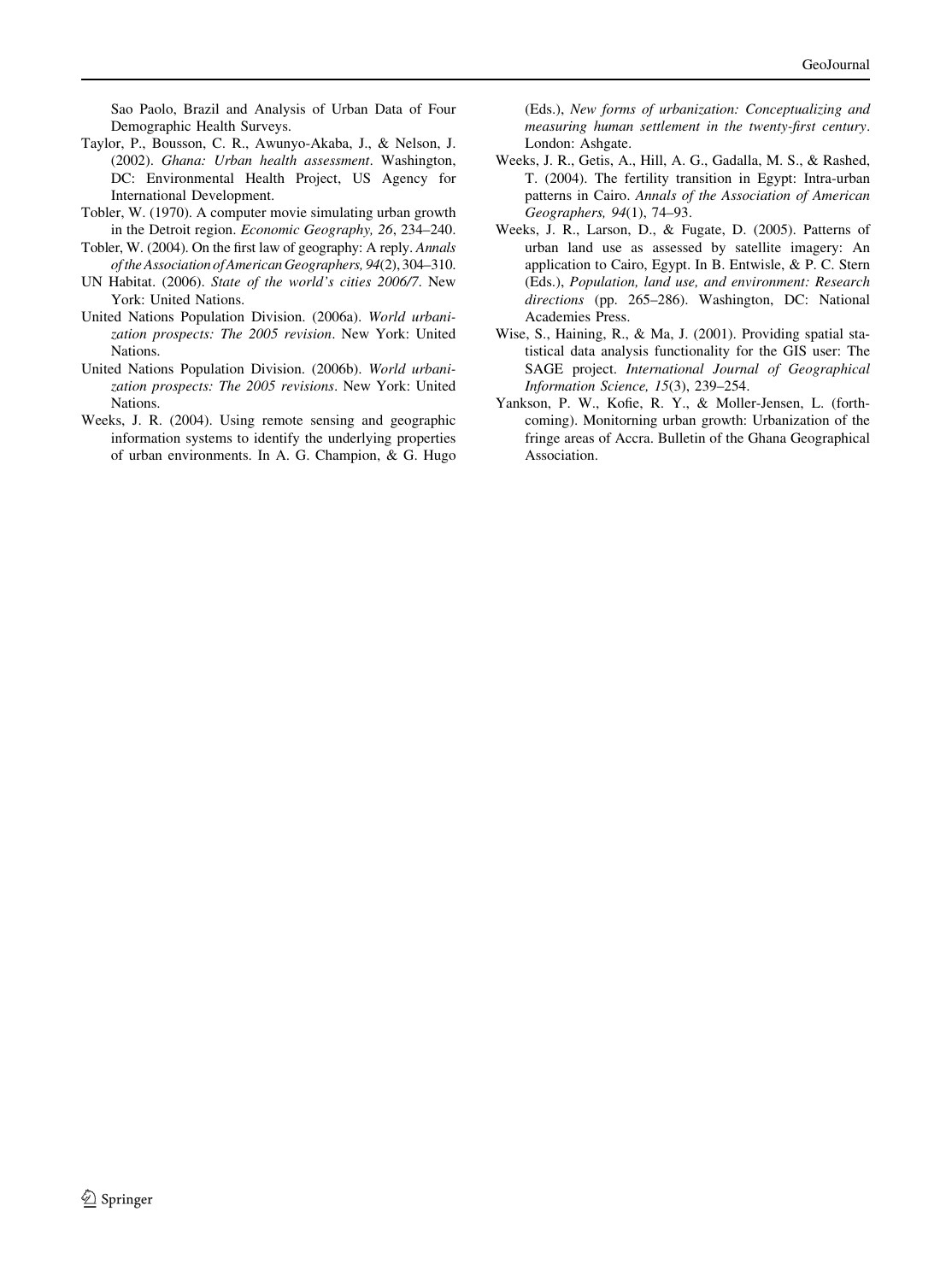Sao Paolo, Brazil and Analysis of Urban Data of Four Demographic Health Surveys.

Taylor, P., Bousson, C. R., Awunyo-Akaba, J., & Nelson, J. (2002). *Ghana: Urban health assessment*. Washington, DC: Environmental Health Project, US Agency for International Development.

Tobler, W. (1970). A computer movie simulating urban growth in the Detroit region. *Economic Geography, 26*, 234–240.

Tobler, W. (2004). On the first law of geography: A reply. *Annals of the Association of American Geographers, 94*(2), 304–310.

UN Habitat. (2006). *State of the world's cities 2006/7*. New York: United Nations.

United Nations Population Division. (2006a). *World urbanization prospects: The 2005 revision*. New York: United Nations.

United Nations Population Division. (2006b). *World urbanization prospects: The 2005 revisions*. New York: United Nations.

Weeks, J. R. (2004). Using remote sensing and geographic information systems to identify the underlying properties of urban environments. In A. G. Champion, & G. Hugo (Eds.), *New forms of urbanization: Conceptualizing and measuring human settlement in the twenty-first century*. London: Ashgate.

Weeks, J. R., Getis, A., Hill, A. G., Gadalla, M. S., & Rashed, T. (2004). The fertility transition in Egypt: Intra-urban patterns in Cairo. *Annals of the Association of American Geographers, 94*(1), 74–93.

Weeks, J. R., Larson, D., & Fugate, D. (2005). Patterns of urban land use as assessed by satellite imagery: An application to Cairo, Egypt. In B. Entwisle, & P. C. Stern (Eds.), *Population, land use, and environment: Research directions* (pp. 265–286). Washington, DC: National Academies Press.

Wise, S., Haining, R., & Ma, J. (2001). Providing spatial statistical data analysis functionality for the GIS user: The SAGE project. *International Journal of Geographical Information Science, 15*(3), 239–254.

Yankson, P. W., Kofie, R. Y., & Moller-Jensen, L. (forthcoming). Monitorning urban growth: Urbanization of the fringe areas of Accra. Bulletin of the Ghana Geographical Association.